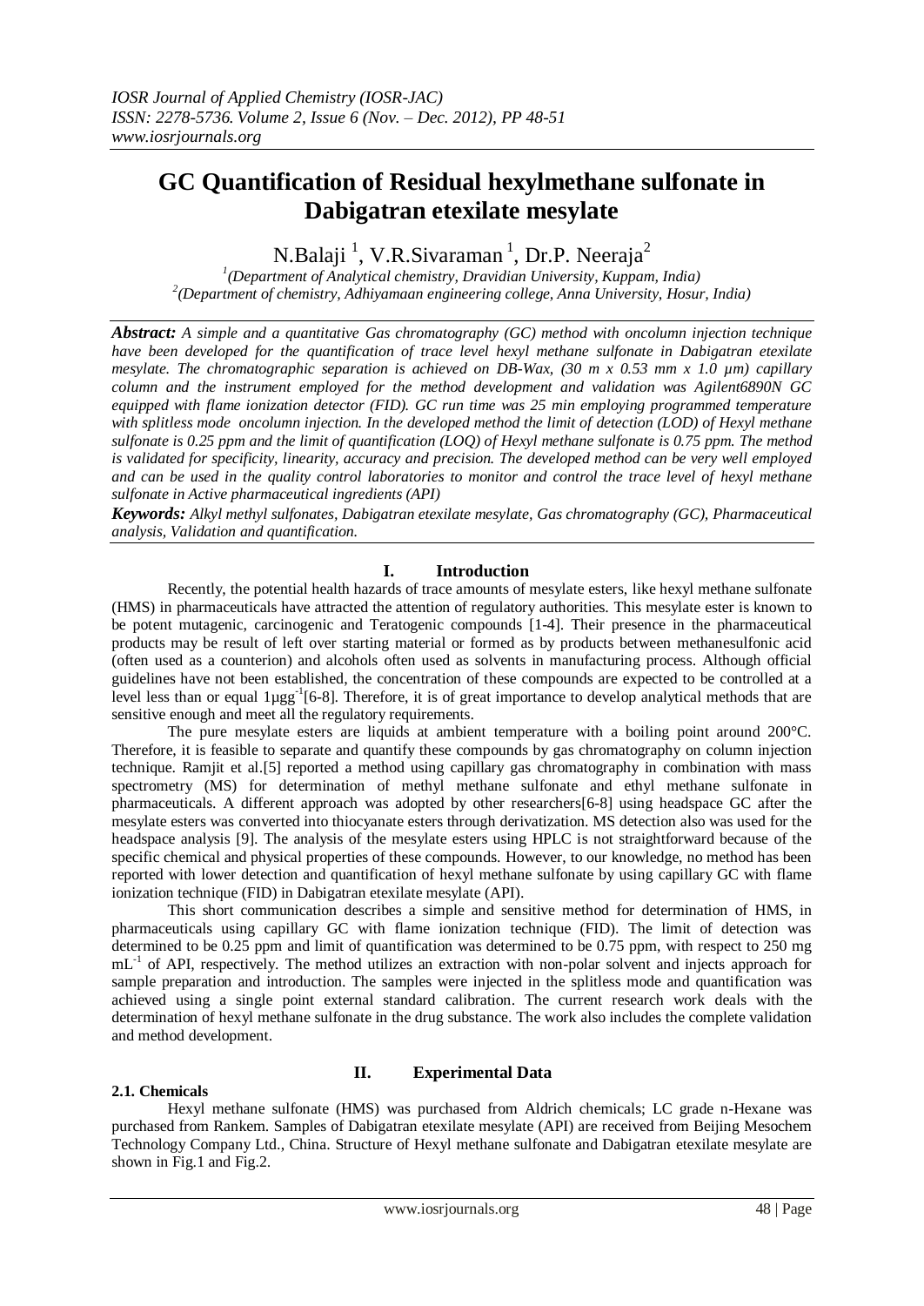# GC Quantification of Residual hexylmethane sulfonate in Dabigatran etexilate mesylate

N.Balaji [1], V.R.Sivaraman [1], Dr.P. Neeraja[2]

[1](Department of Analytical chemistry, Dravidian University, Kuppam, India)
[2](Department of chemistry, Adhiyamaan engineering college, Anna University, Hosur, India)

***Abstract:** A simple and a quantitative Gas chromatography (GC) method with oncolumn injection technique have been developed for the quantification of trace level hexyl methane sulfonate in Dabigatran etexilate mesylate. The chromatographic separation is achieved on DB-Wax, (30 m x 0.53 mm x 1.0 µm) capillary column and the instrument employed for the method development and validation was Agilent6890N GC equipped with flame ionization detector (FID). GC run time was 25 min employing programmed temperature with splitless mode oncolumn injection. In the developed method the limit of detection (LOD) of Hexyl methane sulfonate is 0.25 ppm and the limit of quantification (LOQ) of Hexyl methane sulfonate is 0.75 ppm. The method is validated for specificity, linearity, accuracy and precision. The developed method can be very well employed and can be used in the quality control laboratories to monitor and control the trace level of hexyl methane sulfonate in Active pharmaceutical ingredients (API)*

***Keywords:** Alkyl methyl sulfonates, Dabigatran etexilate mesylate, Gas chromatography (GC), Pharmaceutical analysis, Validation and quantification.*

## I. Introduction

Recently, the potential health hazards of trace amounts of mesylate esters, like hexyl methane sulfonate (HMS) in pharmaceuticals have attracted the attention of regulatory authorities. This mesylate ester is known to be potent mutagenic, carcinogenic and Teratogenic compounds [1-4]. Their presence in the pharmaceutical products may be result of left over starting material or formed as by products between methanesulfonic acid (often used as a counterion) and alcohols often used as solvents in manufacturing process. Although official guidelines have not been established, the concentration of these compounds are expected to be controlled at a level less than or equal $1\mu g g^{-1}$[6-8]. Therefore, it is of great importance to develop analytical methods that are sensitive enough and meet all the regulatory requirements.

The pure mesylate esters are liquids at ambient temperature with a boiling point around 200°C. Therefore, it is feasible to separate and quantify these compounds by gas chromatography on column injection technique. Ramjit et al.[5] reported a method using capillary gas chromatography in combination with mass spectrometry (MS) for determination of methyl methane sulfonate and ethyl methane sulfonate in pharmaceuticals. A different approach was adopted by other researchers[6-8] using headspace GC after the mesylate esters was converted into thiocyanate esters through derivatization. MS detection also was used for the headspace analysis [9]. The analysis of the mesylate esters using HPLC is not straightforward because of the specific chemical and physical properties of these compounds. However, to our knowledge, no method has been reported with lower detection and quantification of hexyl methane sulfonate by using capillary GC with flame ionization technique (FID) in Dabigatran etexilate mesylate (API).

This short communication describes a simple and sensitive method for determination of HMS, in pharmaceuticals using capillary GC with flame ionization technique (FID). The limit of detection was determined to be 0.25 ppm and limit of quantification was determined to be 0.75 ppm, with respect to 250 mg $mL^{-1}$ of API, respectively. The method utilizes an extraction with non-polar solvent and injects approach for sample preparation and introduction. The samples were injected in the splitless mode and quantification was achieved using a single point external standard calibration. The current research work deals with the determination of hexyl methane sulfonate in the drug substance. The work also includes the complete validation and method development.

## II. Experimental Data

### 2.1. Chemicals

Hexyl methane sulfonate (HMS) was purchased from Aldrich chemicals; LC grade n-Hexane was purchased from Rankem. Samples of Dabigatran etexilate mesylate (API) are received from Beijing Mesochem Technology Company Ltd., China. Structure of Hexyl methane sulfonate and Dabigatran etexilate mesylate are shown in Fig.1 and Fig.2.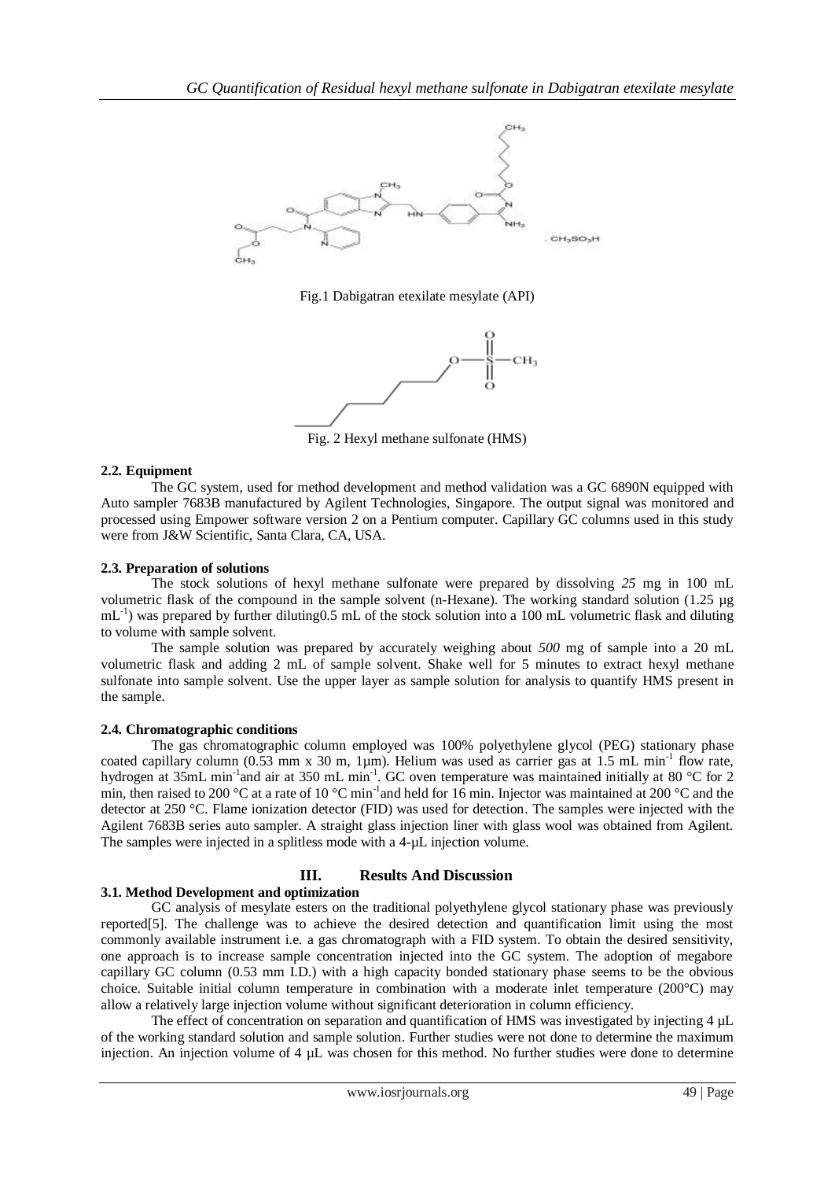Fig.1 Dabigatran etexilate mesylate (API)

Fig. 2 Hexyl methane sulfonate (HMS)

### 2.2. Equipment

The GC system, used for method development and method validation was a GC 6890N equipped with Auto sampler 7683B manufactured by Agilent Technologies, Singapore. The output signal was monitored and processed using Empower software version 2 on a Pentium computer. Capillary GC columns used in this study were from J&W Scientific, Santa Clara, CA, USA.

### 2.3. Preparation of solutions

The stock solutions of hexyl methane sulfonate were prepared by dissolving *25* mg in 100 mL volumetric flask of the compound in the sample solvent (n-Hexane). The working standard solution (1.25 µg $mL^{-1}$) was prepared by further diluting0.5 mL of the stock solution into a 100 mL volumetric flask and diluting to volume with sample solvent.

The sample solution was prepared by accurately weighing about *500* mg of sample into a 20 mL volumetric flask and adding 2 mL of sample solvent. Shake well for 5 minutes to extract hexyl methane sulfonate into sample solvent. Use the upper layer as sample solution for analysis to quantify HMS present in the sample.

### 2.4. Chromatographic conditions

The gas chromatographic column employed was 100% polyethylene glycol (PEG) stationary phase coated capillary column (0.53 mm x 30 m, 1µm). Helium was used as carrier gas at 1.5 mL $min^{-1}$ flow rate, hydrogen at 35mL $min^{-1}$and air at 350 mL $min^{-1}$. GC oven temperature was maintained initially at 80 °C for 2 min, then raised to 200 °C at a rate of 10 °C $min^{-1}$and held for 16 min. Injector was maintained at 200 °C and the detector at 250 °C. Flame ionization detector (FID) was used for detection. The samples were injected with the Agilent 7683B series auto sampler. A straight glass injection liner with glass wool was obtained from Agilent. The samples were injected in a splitless mode with a 4-µL injection volume.

## III. Results And Discussion

### 3.1. Method Development and optimization

GC analysis of mesylate esters on the traditional polyethylene glycol stationary phase was previously reported[5]. The challenge was to achieve the desired detection and quantification limit using the most commonly available instrument i.e. a gas chromatograph with a FID system. To obtain the desired sensitivity, one approach is to increase sample concentration injected into the GC system. The adoption of megabore capillary GC column (0.53 mm I.D.) with a high capacity bonded stationary phase seems to be the obvious choice. Suitable initial column temperature in combination with a moderate inlet temperature (200°C) may allow a relatively large injection volume without significant deterioration in column efficiency.

The effect of concentration on separation and quantification of HMS was investigated by injecting 4 µL of the working standard solution and sample solution. Further studies were not done to determine the maximum injection. An injection volume of 4 µL was chosen for this method. No further studies were done to determine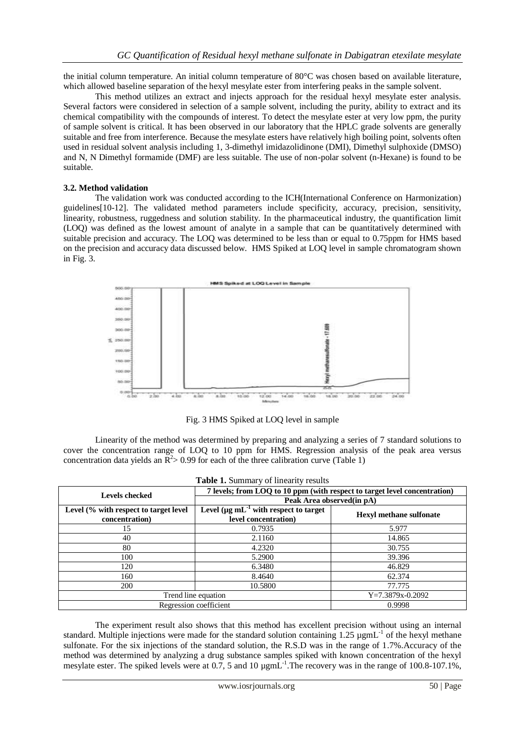the initial column temperature. An initial column temperature of 80°C was chosen based on available literature, which allowed baseline separation of the hexyl mesylate ester from interfering peaks in the sample solvent.

This method utilizes an extract and injects approach for the residual hexyl mesylate ester analysis. Several factors were considered in selection of a sample solvent, including the purity, ability to extract and its chemical compatibility with the compounds of interest. To detect the mesylate ester at very low ppm, the purity of sample solvent is critical. It has been observed in our laboratory that the HPLC grade solvents are generally suitable and free from interference. Because the mesylate esters have relatively high boiling point, solvents often used in residual solvent analysis including 1, 3-dimethyl imidazolidinone (DMI), Dimethyl sulphoxide (DMSO) and N, N Dimethyl formamide (DMF) are less suitable. The use of non-polar solvent (n-Hexane) is found to be suitable.

### 3.2. Method validation

The validation work was conducted according to the ICH(International Conference on Harmonization) guidelines[10-12]. The validated method parameters include specificity, accuracy, precision, sensitivity, linearity, robustness, ruggedness and solution stability. In the pharmaceutical industry, the quantification limit (LOQ) was defined as the lowest amount of analyte in a sample that can be quantitatively determined with suitable precision and accuracy. The LOQ was determined to be less than or equal to 0.75ppm for HMS based on the precision and accuracy data discussed below. HMS Spiked at LOQ level in sample chromatogram shown in Fig. 3.

Fig. 3 HMS Spiked at LOQ level in sample

Linearity of the method was determined by preparing and analyzing a series of 7 standard solutions to cover the concentration range of LOQ to 10 ppm for HMS. Regression analysis of the peak area versus concentration data yields an $R^2$> 0.99 for each of the three calibration curve (Table 1)

**Table 1.** Summary of linearity results

| Levels checked | 7 levels; from LOQ to 10 ppm (with respect to target level concentration) | |
|---|---|---|
| | Peak Area observed(in pA) | |
| **Level (% with respect to target level concentration)** | **Level (µg $mL^{-1}$ with respect to target level concentration)** | **Hexyl methane sulfonate** |
| 15 | 0.7935 | 5.977 |
| 40 | 2.1160 | 14.865 |
| 80 | 4.2320 | 30.755 |
| 100 | 5.2900 | 39.396 |
| 120 | 6.3480 | 46.829 |
| 160 | 8.4640 | 62.374 |
| 200 | 10.5800 | 77.775 |
| Trend line equation | | Y=7.3879x-0.2092 |
| Regression coefficient | | 0.9998 |

The experiment result also shows that this method has excellent precision without using an internal standard. Multiple injections were made for the standard solution containing 1.25 µg$mL^{-1}$ of the hexyl methane sulfonate. For the six injections of the standard solution, the R.S.D was in the range of 1.7%.Accuracy of the method was determined by analyzing a drug substance samples spiked with known concentration of the hexyl mesylate ester. The spiked levels were at 0.7, 5 and 10 µg$mL^{-1}$.The recovery was in the range of 100.8-107.1%,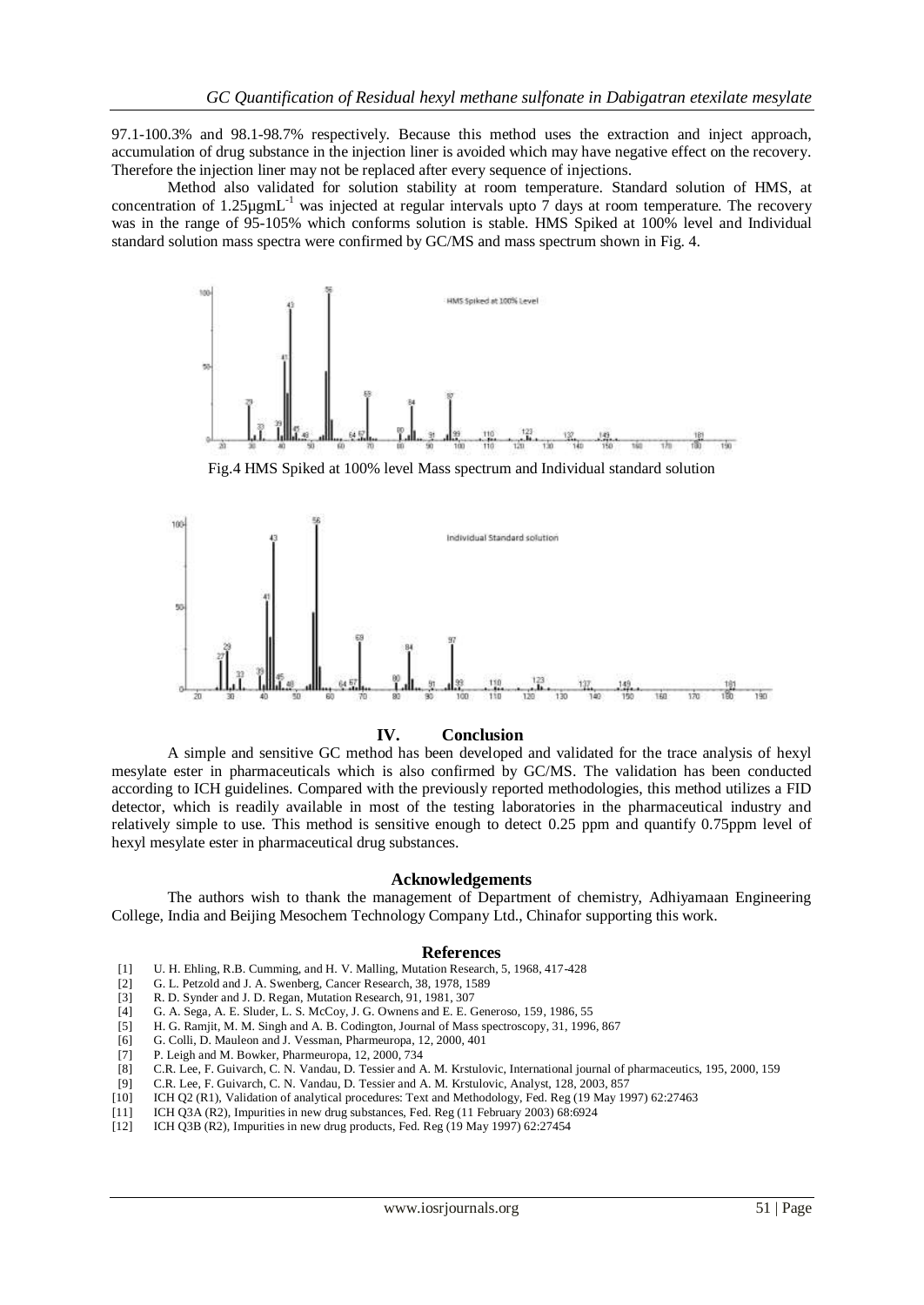97.1-100.3% and 98.1-98.7% respectively. Because this method uses the extraction and inject approach, accumulation of drug substance in the injection liner is avoided which may have negative effect on the recovery. Therefore the injection liner may not be replaced after every sequence of injections.

Method also validated for solution stability at room temperature. Standard solution of HMS, at concentration of $1.25\mu gmL^{-1}$ was injected at regular intervals upto 7 days at room temperature. The recovery was in the range of 95-105% which conforms solution is stable. HMS Spiked at 100% level and Individual standard solution mass spectra were confirmed by GC/MS and mass spectrum shown in Fig. 4.

HMS Spiked at 100% Level

100
50
0
29 33 39 41 43 45 49 56 64 67 69 80 84 91 97 99 110 123 137 149 181
20 30 40 50 60 70 80 90 100 110 120 130 140 150 160 170 180 190

Fig.4 HMS Spiked at 100% level Mass spectrum and Individual standard solution

Individual Standard solution

100
50
0
27 29 33 39 41 43 45 49 56 64 67 69 80 84 91 97 99 110 123 137 149 181
20 30 40 50 60 70 80 90 100 110 120 130 140 150 160 170 180 190

## IV. Conclusion

A simple and sensitive GC method has been developed and validated for the trace analysis of hexyl mesylate ester in pharmaceuticals which is also confirmed by GC/MS. The validation has been conducted according to ICH guidelines. Compared with the previously reported methodologies, this method utilizes a FID detector, which is readily available in most of the testing laboratories in the pharmaceutical industry and relatively simple to use. This method is sensitive enough to detect 0.25 ppm and quantify 0.75ppm level of hexyl mesylate ester in pharmaceutical drug substances.

## Acknowledgements

The authors wish to thank the management of Department of chemistry, Adhiyamaan Engineering College, India and Beijing Mesochem Technology Company Ltd., Chinafor supporting this work.

## References

[1] U. H. Ehling, R.B. Cumming, and H. V. Malling, Mutation Research, 5, 1968, 417-428
[2] G. L. Petzold and J. A. Swenberg, Cancer Research, 38, 1978, 1589
[3] R. D. Synder and J. D. Regan, Mutation Research, 91, 1981, 307
[4] G. A. Sega, A. E. Sluder, L. S. McCoy, J. G. Ownens and E. E. Generoso, 159, 1986, 55
[5] H. G. Ramjit, M. M. Singh and A. B. Codington, Journal of Mass spectroscopy, 31, 1996, 867
[6] G. Colli, D. Mauleon and J. Vessman, Pharmeuropa, 12, 2000, 401
[7] P. Leigh and M. Bowker, Pharmeuropa, 12, 2000, 734
[8] C.R. Lee, F. Guivarch, C. N. Vandau, D. Tessier and A. M. Krstulovic, International journal of pharmaceutics, 195, 2000, 159
[9] C.R. Lee, F. Guivarch, C. N. Vandau, D. Tessier and A. M. Krstulovic, Analyst, 128, 2003, 857
[10] ICH Q2 (R1), Validation of analytical procedures: Text and Methodology, Fed. Reg (19 May 1997) 62:27463
[11] ICH Q3A (R2), Impurities in new drug substances, Fed. Reg (11 February 2003) 68:6924
[12] ICH Q3B (R2), Impurities in new drug products, Fed. Reg (19 May 1997) 62:27454